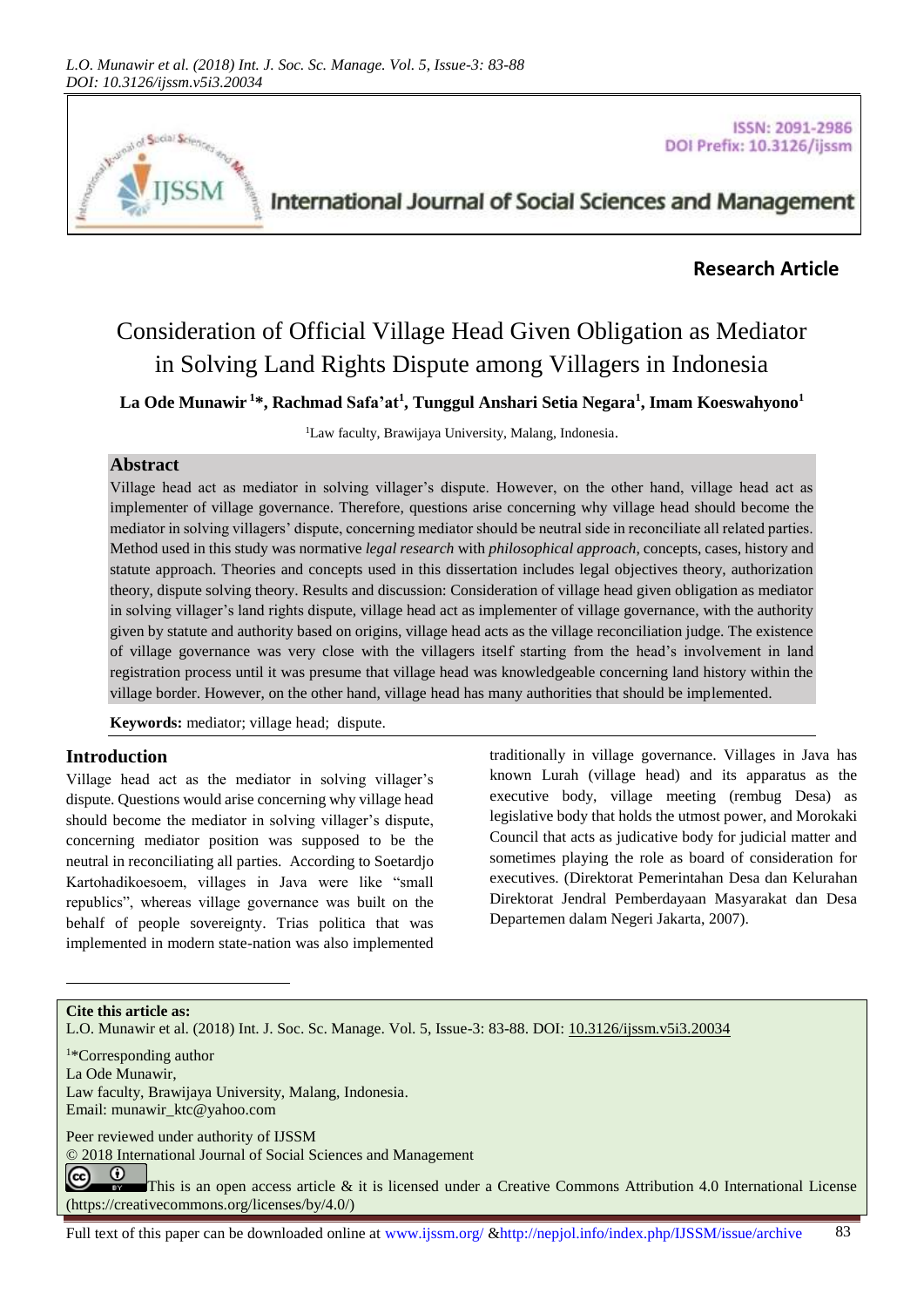Research Article

# Consideration of Official Village Head Given Obligation as Mediator in Solving Land Rights Dispute among Villagers in Indonesia

**La Ode Munawir [1]\*, Rachmad Safa'at[1], Tunggul Anshari Setia Negara[1], Imam Koeswahyono[1]**

[1]Law faculty, Brawijaya University, Malang, Indonesia.

## Abstract

Village head act as mediator in solving villager's dispute. However, on the other hand, village head act as implementer of village governance. Therefore, questions arise concerning why village head should become the mediator in solving villagers' dispute, concerning mediator should be neutral side in reconciliate all related parties. Method used in this study was normative *legal research* with *philosophical approach*, concepts, cases, history and statute approach. Theories and concepts used in this dissertation includes legal objectives theory, authorization theory, dispute solving theory. Results and discussion: Consideration of village head given obligation as mediator in solving villager's land rights dispute, village head act as implementer of village governance, with the authority given by statute and authority based on origins, village head acts as the village reconciliation judge. The existence of village governance was very close with the villagers itself starting from the head's involvement in land registration process until it was presume that village head was knowledgeable concerning land history within the village border. However, on the other hand, village head has many authorities that should be implemented.

**Keywords:** mediator; village head; dispute.

## Introduction

Village head act as the mediator in solving villager's dispute. Questions would arise concerning why village head should become the mediator in solving villager's dispute, concerning mediator position was supposed to be the neutral in reconciliating all parties. According to Soetardjo Kartohadikoesoem, villages in Java were like "small republics", whereas village governance was built on the behalf of people sovereignty. Trias politica that was implemented in modern state-nation was also implemented traditionally in village governance. Villages in Java has known Lurah (village head) and its apparatus as the executive body, village meeting (rembug Desa) as legislative body that holds the utmost power, and Morokaki Council that acts as judicative body for judicial matter and sometimes playing the role as board of consideration for executives. (Direktorat Pemerintahan Desa dan Kelurahan Direktorat Jendral Pemberdayaan Masyarakat dan Desa Departemen dalam Negeri Jakarta, 2007).

---

**Cite this article as:**
L.O. Munawir et al. (2018) Int. J. Soc. Sc. Manage. Vol. 5, Issue-3: 83-88. DOI: 10.3126/ijssm.v5i3.20034

[1]\*Corresponding author
La Ode Munawir,
Law faculty, Brawijaya University, Malang, Indonesia.
Email: munawir_ktc@yahoo.com

Peer reviewed under authority of IJSSM
© 2018 International Journal of Social Sciences and Management

This is an open access article & it is licensed under a Creative Commons Attribution 4.0 International License (https://creativecommons.org/licenses/by/4.0/)

Full text of this paper can be downloaded online at www.ijssm.org/ & http://nepjol.info/index.php/IJSSM/issue/archive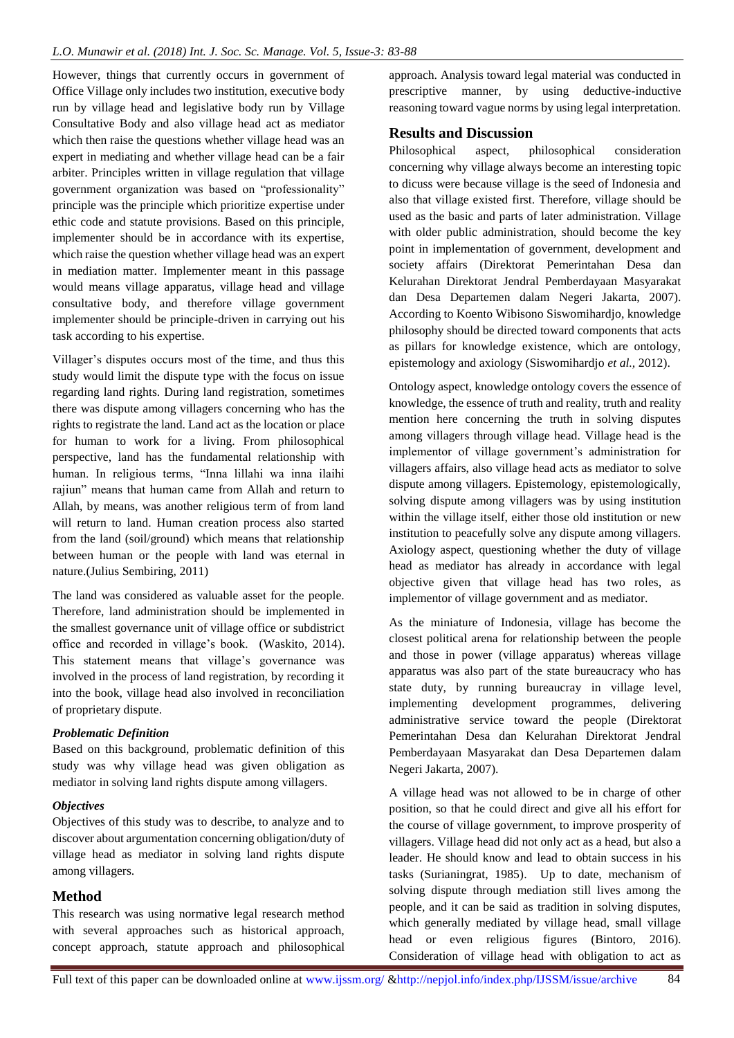However, things that currently occurs in government of Office Village only includes two institution, executive body run by village head and legislative body run by Village Consultative Body and also village head act as mediator which then raise the questions whether village head was an expert in mediating and whether village head can be a fair arbiter. Principles written in village regulation that village government organization was based on "professionality" principle was the principle which prioritize expertise under ethic code and statute provisions. Based on this principle, implementer should be in accordance with its expertise, which raise the question whether village head was an expert in mediation matter. Implementer meant in this passage would means village apparatus, village head and village consultative body, and therefore village government implementer should be principle-driven in carrying out his task according to his expertise.

Villager's disputes occurs most of the time, and thus this study would limit the dispute type with the focus on issue regarding land rights. During land registration, sometimes there was dispute among villagers concerning who has the rights to registrate the land. Land act as the location or place for human to work for a living. From philosophical perspective, land has the fundamental relationship with human. In religious terms, "Inna lillahi wa inna ilaihi rajiun" means that human came from Allah and return to Allah, by means, was another religious term of from land will return to land. Human creation process also started from the land (soil/ground) which means that relationship between human or the people with land was eternal in nature.(Julius Sembiring, 2011)

The land was considered as valuable asset for the people. Therefore, land administration should be implemented in the smallest governance unit of village office or subdistrict office and recorded in village's book. (Waskito, 2014). This statement means that village's governance was involved in the process of land registration, by recording it into the book, village head also involved in reconciliation of proprietary dispute.

### *Problematic Definition*

Based on this background, problematic definition of this study was why village head was given obligation as mediator in solving land rights dispute among villagers.

### *Objectives*

Objectives of this study was to describe, to analyze and to discover about argumentation concerning obligation/duty of village head as mediator in solving land rights dispute among villagers.

## Method

This research was using normative legal research method with several approaches such as historical approach, concept approach, statute approach and philosophical approach. Analysis toward legal material was conducted in prescriptive manner, by using deductive-inductive reasoning toward vague norms by using legal interpretation.

## Results and Discussion

Philosophical aspect, philosophical consideration concerning why village always become an interesting topic to dicuss were because village is the seed of Indonesia and also that village existed first. Therefore, village should be used as the basic and parts of later administration. Village with older public administration, should become the key point in implementation of government, development and society affairs (Direktorat Pemerintahan Desa dan Kelurahan Direktorat Jendral Pemberdayaan Masyarakat dan Desa Departemen dalam Negeri Jakarta, 2007). According to Koento Wibisono Siswomihardjo, knowledge philosophy should be directed toward components that acts as pillars for knowledge existence, which are ontology, epistemology and axiology (Siswomihardjo *et al.*, 2012).

Ontology aspect, knowledge ontology covers the essence of knowledge, the essence of truth and reality, truth and reality mention here concerning the truth in solving disputes among villagers through village head. Village head is the implementor of village government's administration for villagers affairs, also village head acts as mediator to solve dispute among villagers. Epistemology, epistemologically, solving dispute among villagers was by using institution within the village itself, either those old institution or new institution to peacefully solve any dispute among villagers. Axiology aspect, questioning whether the duty of village head as mediator has already in accordance with legal objective given that village head has two roles, as implementor of village government and as mediator.

As the miniature of Indonesia, village has become the closest political arena for relationship between the people and those in power (village apparatus) whereas village apparatus was also part of the state bureaucracy who has state duty, by running bureaucray in village level, implementing development programmes, delivering administrative service toward the people (Direktorat Pemerintahan Desa dan Kelurahan Direktorat Jendral Pemberdayaan Masyarakat dan Desa Departemen dalam Negeri Jakarta, 2007).

A village head was not allowed to be in charge of other position, so that he could direct and give all his effort for the course of village government, to improve prosperity of villagers. Village head did not only act as a head, but also a leader. He should know and lead to obtain success in his tasks (Surianingrat, 1985). Up to date, mechanism of solving dispute through mediation still lives among the people, and it can be said as tradition in solving disputes, which generally mediated by village head, small village head or even religious figures (Bintoro, 2016). Consideration of village head with obligation to act as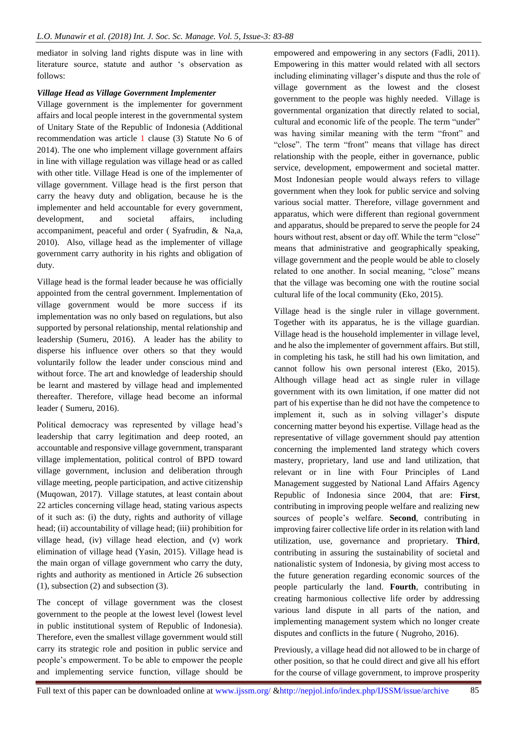mediator in solving land rights dispute was in line with literature source, statute and author 's observation as follows:

### *Village Head as Village Government Implementer*

Village government is the implementer for government affairs and local people interest in the governmental system of Unitary State of the Republic of Indonesia (Additional recommendation was article 1 clause (3) Statute No 6 of 2014). The one who implement village government affairs in line with village regulation was village head or as called with other title. Village Head is one of the implementer of village government. Village head is the first person that carry the heavy duty and obligation, because he is the implementer and held accountable for every government, development, and societal affairs, including accompaniment, peaceful and order ( Syafrudin, & Na,a, 2010). Also, village head as the implementer of village government carry authority in his rights and obligation of duty.

Village head is the formal leader because he was officially appointed from the central government. Implementation of village government would be more success if its implementation was no only based on regulations, but also supported by personal relationship, mental relationship and leadership (Sumeru, 2016). A leader has the ability to disperse his influence over others so that they would voluntarily follow the leader under conscious mind and without force. The art and knowledge of leadership should be learnt and mastered by village head and implemented thereafter. Therefore, village head become an informal leader ( Sumeru, 2016).

Political democracy was represented by village head's leadership that carry legitimation and deep rooted, an accountable and responsive village government, transparant village implementation, political control of BPD toward village government, inclusion and deliberation through village meeting, people participation, and active citizenship (Muqowan, 2017). Village statutes, at least contain about 22 articles concerning village head, stating various aspects of it such as: (i) the duty, rights and authority of village head; (ii) accountability of village head; (iii) prohibition for village head, (iv) village head election, and (v) work elimination of village head (Yasin, 2015). Village head is the main organ of village government who carry the duty, rights and authority as mentioned in Article 26 subsection (1), subsection (2) and subsection (3).

The concept of village government was the closest government to the people at the lowest level (lowest level in public institutional system of Republic of Indonesia). Therefore, even the smallest village government would still carry its strategic role and position in public service and people's empowerment. To be able to empower the people and implementing service function, village should be empowered and empowering in any sectors (Fadli, 2011). Empowering in this matter would related with all sectors including eliminating villager's dispute and thus the role of village government as the lowest and the closest government to the people was highly needed. Village is governmental organization that directly related to social, cultural and economic life of the people. The term "under" was having similar meaning with the term "front" and "close". The term "front" means that village has direct relationship with the people, either in governance, public service, development, empowerment and societal matter. Most Indonesian people would always refers to village government when they look for public service and solving various social matter. Therefore, village government and apparatus, which were different than regional government and apparatus, should be prepared to serve the people for 24 hours without rest, absent or day off. While the term "close" means that administrative and geographically speaking, village government and the people would be able to closely related to one another. In social meaning, "close" means that the village was becoming one with the routine social cultural life of the local community (Eko, 2015).

Village head is the single ruler in village government. Together with its apparatus, he is the village guardian. Village head is the household implementer in village level, and he also the implementer of government affairs. But still, in completing his task, he still had his own limitation, and cannot follow his own personal interest (Eko, 2015). Although village head act as single ruler in village government with its own limitation, if one matter did not part of his expertise than he did not have the competence to implement it, such as in solving villager's dispute concerning matter beyond his expertise. Village head as the representative of village government should pay attention concerning the implemented land strategy which covers mastery, proprietary, land use and land utilization, that relevant or in line with Four Principles of Land Management suggested by National Land Affairs Agency Republic of Indonesia since 2004, that are: **First**, contributing in improving people welfare and realizing new sources of people's welfare. **Second**, contributing in improving fairer collective life order in its relation with land utilization, use, governance and proprietary. **Third**, contributing in assuring the sustainability of societal and nationalistic system of Indonesia, by giving most access to the future generation regarding economic sources of the people particularly the land. **Fourth**, contributing in creating harmonious collective life order by addressing various land dispute in all parts of the nation, and implementing management system which no longer create disputes and conflicts in the future ( Nugroho, 2016).

Previously, a village head did not allowed to be in charge of other position, so that he could direct and give all his effort for the course of village government, to improve prosperity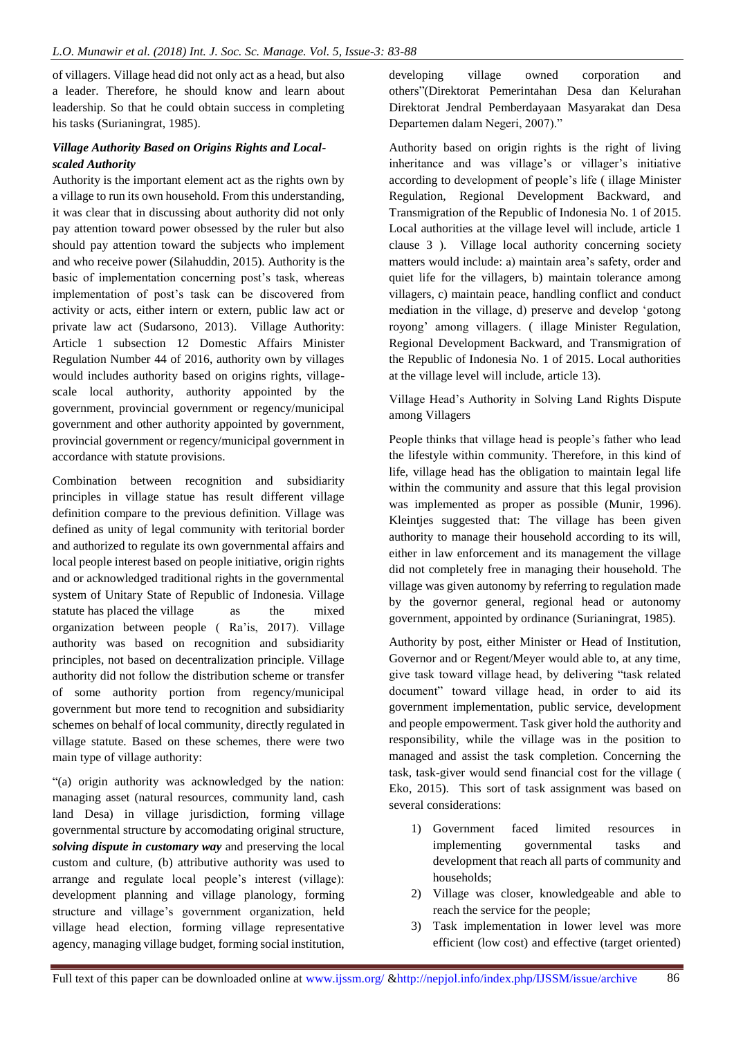of villagers. Village head did not only act as a head, but also a leader. Therefore, he should know and learn about leadership. So that he could obtain success in completing his tasks (Surianingrat, 1985).

### *Village Authority Based on Origins Rights and Local-scaled Authority*

Authority is the important element act as the rights own by a village to run its own household. From this understanding, it was clear that in discussing about authority did not only pay attention toward power obsessed by the ruler but also should pay attention toward the subjects who implement and who receive power (Silahuddin, 2015). Authority is the basic of implementation concerning post's task, whereas implementation of post's task can be discovered from activity or acts, either intern or extern, public law act or private law act (Sudarsono, 2013). Village Authority: Article 1 subsection 12 Domestic Affairs Minister Regulation Number 44 of 2016, authority own by villages would includes authority based on origins rights, village-scale local authority, authority appointed by the government, provincial government or regency/municipal government and other authority appointed by government, provincial government or regency/municipal government in accordance with statute provisions.

Combination between recognition and subsidiarity principles in village statue has result different village definition compare to the previous definition. Village was defined as unity of legal community with teritorial border and authorized to regulate its own governmental affairs and local people interest based on people initiative, origin rights and or acknowledged traditional rights in the governmental system of Unitary State of Republic of Indonesia. Village statute has placed the village as the mixed organization between people ( Ra'is, 2017). Village authority was based on recognition and subsidiarity principles, not based on decentralization principle. Village authority did not follow the distribution scheme or transfer of some authority portion from regency/municipal government but more tend to recognition and subsidiarity schemes on behalf of local community, directly regulated in village statute. Based on these schemes, there were two main type of village authority:

"(a) origin authority was acknowledged by the nation: managing asset (natural resources, community land, cash land Desa) in village jurisdiction, forming village governmental structure by accomodating original structure, ***solving dispute in customary way*** and preserving the local custom and culture, (b) attributive authority was used to arrange and regulate local people's interest (village): development planning and village planology, forming structure and village's government organization, held village head election, forming village representative agency, managing village budget, forming social institution, developing village owned corporation and others"(Direktorat Pemerintahan Desa dan Kelurahan Direktorat Jendral Pemberdayaan Masyarakat dan Desa Departemen dalam Negeri, 2007)."

Authority based on origin rights is the right of living inheritance and was village's or villager's initiative according to development of people's life ( illage Minister Regulation, Regional Development Backward, and Transmigration of the Republic of Indonesia No. 1 of 2015. Local authorities at the village level will include, article 1 clause 3 ). Village local authority concerning society matters would include: a) maintain area's safety, order and quiet life for the villagers, b) maintain tolerance among villagers, c) maintain peace, handling conflict and conduct mediation in the village, d) preserve and develop 'gotong royong' among villagers. ( illage Minister Regulation, Regional Development Backward, and Transmigration of the Republic of Indonesia No. 1 of 2015. Local authorities at the village level will include, article 13).

Village Head's Authority in Solving Land Rights Dispute among Villagers

People thinks that village head is people's father who lead the lifestyle within community. Therefore, in this kind of life, village head has the obligation to maintain legal life within the community and assure that this legal provision was implemented as proper as possible (Munir, 1996). Kleintjes suggested that: The village has been given authority to manage their household according to its will, either in law enforcement and its management the village did not completely free in managing their household. The village was given autonomy by referring to regulation made by the governor general, regional head or autonomy government, appointed by ordinance (Surianingrat, 1985).

Authority by post, either Minister or Head of Institution, Governor and or Regent/Meyer would able to, at any time, give task toward village head, by delivering "task related document" toward village head, in order to aid its government implementation, public service, development and people empowerment. Task giver hold the authority and responsibility, while the village was in the position to managed and assist the task completion. Concerning the task, task-giver would send financial cost for the village ( Eko, 2015). This sort of task assignment was based on several considerations:

1) Government faced limited resources in implementing governmental tasks and development that reach all parts of community and households;
2) Village was closer, knowledgeable and able to reach the service for the people;
3) Task implementation in lower level was more efficient (low cost) and effective (target oriented)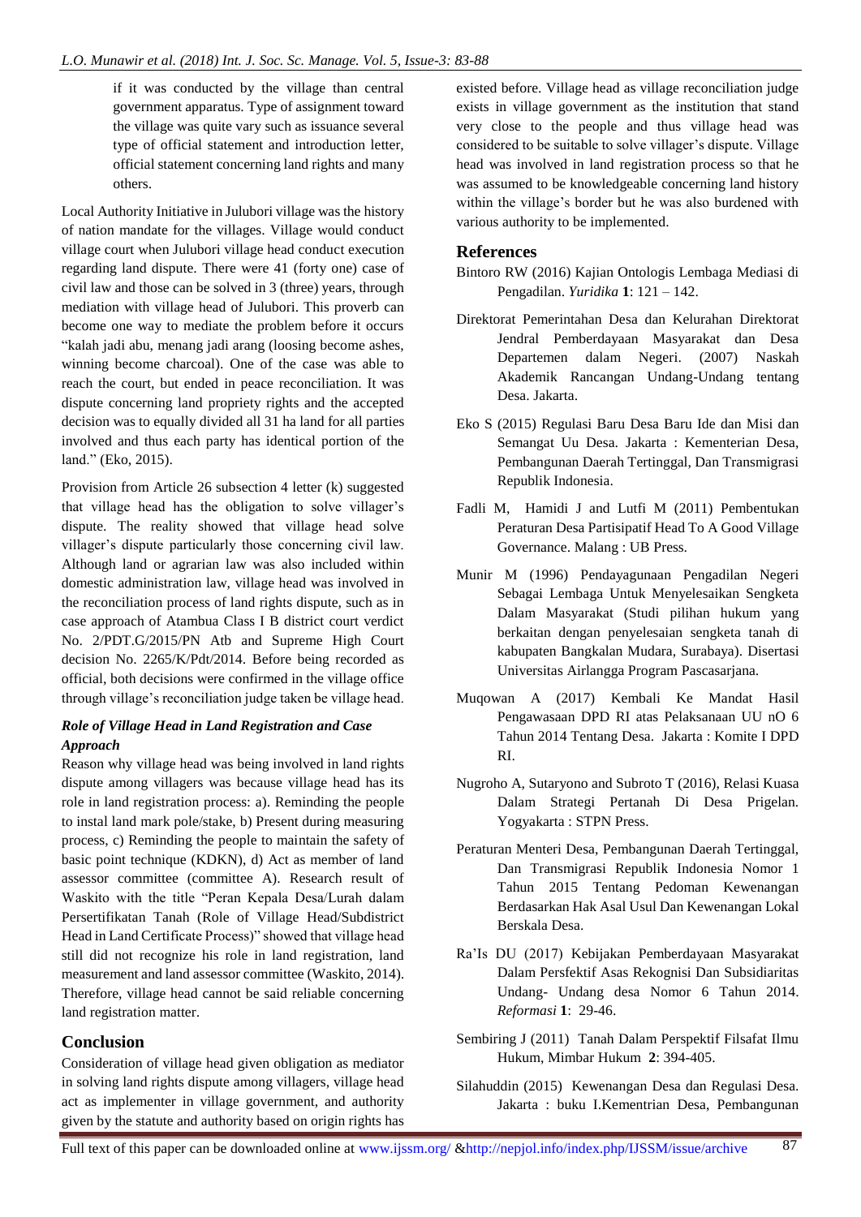if it was conducted by the village than central government apparatus. Type of assignment toward the village was quite vary such as issuance several type of official statement and introduction letter, official statement concerning land rights and many others.

Local Authority Initiative in Julubori village was the history of nation mandate for the villages. Village would conduct village court when Julubori village head conduct execution regarding land dispute. There were 41 (forty one) case of civil law and those can be solved in 3 (three) years, through mediation with village head of Julubori. This proverb can become one way to mediate the problem before it occurs "kalah jadi abu, menang jadi arang (loosing become ashes, winning become charcoal). One of the case was able to reach the court, but ended in peace reconciliation. It was dispute concerning land propriety rights and the accepted decision was to equally divided all 31 ha land for all parties involved and thus each party has identical portion of the land." (Eko, 2015).

Provision from Article 26 subsection 4 letter (k) suggested that village head has the obligation to solve villager's dispute. The reality showed that village head solve villager's dispute particularly those concerning civil law. Although land or agrarian law was also included within domestic administration law, village head was involved in the reconciliation process of land rights dispute, such as in case approach of Atambua Class I B district court verdict No. 2/PDT.G/2015/PN Atb and Supreme High Court decision No. 2265/K/Pdt/2014. Before being recorded as official, both decisions were confirmed in the village office through village's reconciliation judge taken be village head.

### *Role of Village Head in Land Registration and Case Approach*

Reason why village head was being involved in land rights dispute among villagers was because village head has its role in land registration process: a). Reminding the people to instal land mark pole/stake, b) Present during measuring process, c) Reminding the people to maintain the safety of basic point technique (KDKN), d) Act as member of land assessor committee (committee A). Research result of Waskito with the title "Peran Kepala Desa/Lurah dalam Persertifikatan Tanah (Role of Village Head/Subdistrict Head in Land Certificate Process)" showed that village head still did not recognize his role in land registration, land measurement and land assessor committee (Waskito, 2014). Therefore, village head cannot be said reliable concerning land registration matter.

## Conclusion

Consideration of village head given obligation as mediator in solving land rights dispute among villagers, village head act as implementer in village government, and authority given by the statute and authority based on origin rights has existed before. Village head as village reconciliation judge exists in village government as the institution that stand very close to the people and thus village head was considered to be suitable to solve villager's dispute. Village head was involved in land registration process so that he was assumed to be knowledgeable concerning land history within the village's border but he was also burdened with various authority to be implemented.

## References

Bintoro RW (2016) Kajian Ontologis Lembaga Mediasi di Pengadilan. *Yuridika* **1**: 121 – 142.

Direktorat Pemerintahan Desa dan Kelurahan Direktorat Jendral Pemberdayaan Masyarakat dan Desa Departemen dalam Negeri. (2007) Naskah Akademik Rancangan Undang-Undang tentang Desa. Jakarta.

Eko S (2015) Regulasi Baru Desa Baru Ide dan Misi dan Semangat Uu Desa. Jakarta : Kementerian Desa, Pembangunan Daerah Tertinggal, Dan Transmigrasi Republik Indonesia.

Fadli M, Hamidi J and Lutfi M (2011) Pembentukan Peraturan Desa Partisipatif Head To A Good Village Governance. Malang : UB Press.

Munir M (1996) Pendayagunaan Pengadilan Negeri Sebagai Lembaga Untuk Menyelesaikan Sengketa Dalam Masyarakat (Studi pilihan hukum yang berkaitan dengan penyelesaian sengketa tanah di kabupaten Bangkalan Mudara, Surabaya). Disertasi Universitas Airlangga Program Pascasarjana.

Muqowan A (2017) Kembali Ke Mandat Hasil Pengawasaan DPD RI atas Pelaksanaan UU nO 6 Tahun 2014 Tentang Desa. Jakarta : Komite I DPD RI.

Nugroho A, Sutaryono and Subroto T (2016), Relasi Kuasa Dalam Strategi Pertanah Di Desa Prigelan. Yogyakarta : STPN Press.

Peraturan Menteri Desa, Pembangunan Daerah Tertinggal, Dan Transmigrasi Republik Indonesia Nomor 1 Tahun 2015 Tentang Pedoman Kewenangan Berdasarkan Hak Asal Usul Dan Kewenangan Lokal Berskala Desa.

Ra'Is DU (2017) Kebijakan Pemberdayaan Masyarakat Dalam Persfektif Asas Rekognisi Dan Subsidiaritas Undang- Undang desa Nomor 6 Tahun 2014. *Reformasi* **1**: 29-46.

Sembiring J (2011) Tanah Dalam Perspektif Filsafat Ilmu Hukum, Mimbar Hukum **2**: 394-405.

Silahuddin (2015) Kewenangan Desa dan Regulasi Desa. Jakarta : buku I.Kementrian Desa, Pembangunan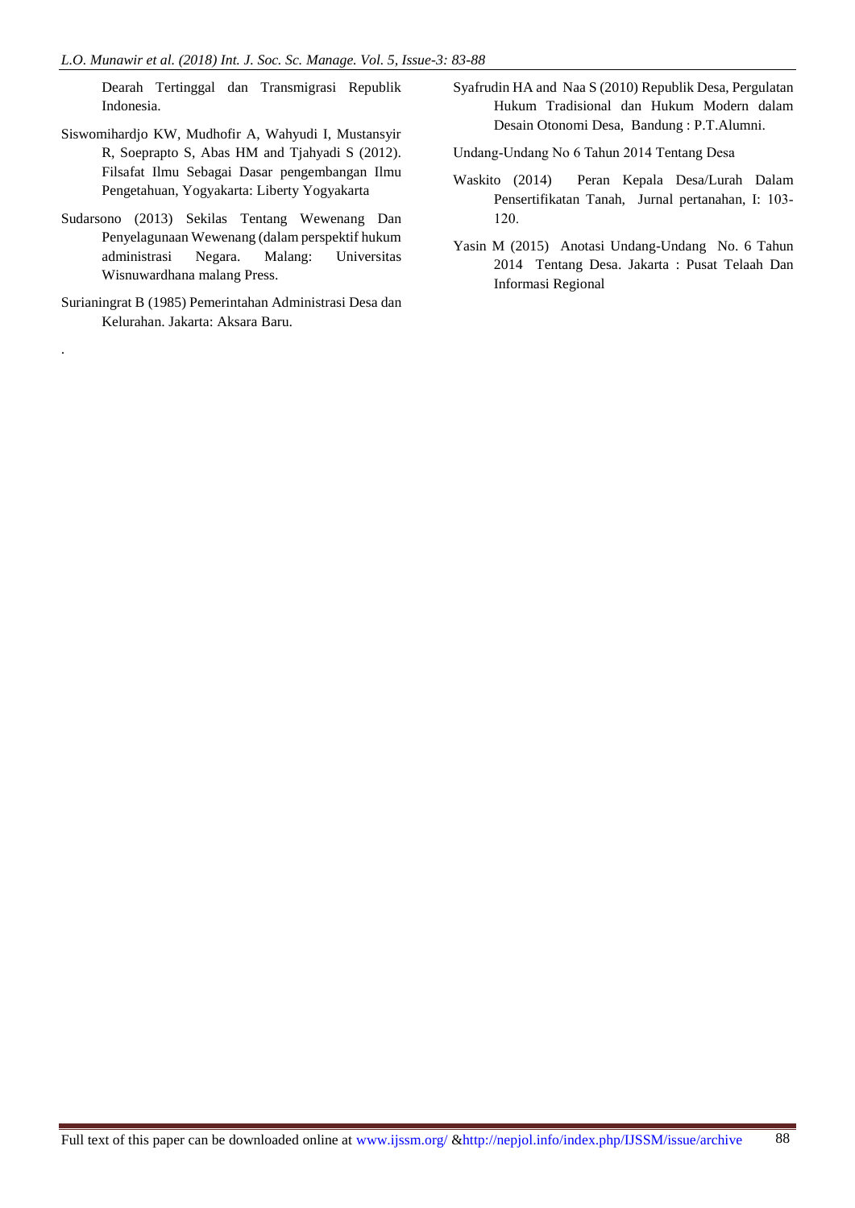Dearah Tertinggal dan Transmigrasi Republik Indonesia.

Siswomihardjo KW, Mudhofir A, Wahyudi I, Mustansyir R, Soeprapto S, Abas HM and Tjahyadi S (2012). Filsafat Ilmu Sebagai Dasar pengembangan Ilmu Pengetahuan, Yogyakarta: Liberty Yogyakarta

Sudarsono (2013) Sekilas Tentang Wewenang Dan Penyelagunaan Wewenang (dalam perspektif hukum administrasi Negara. Malang: Universitas Wisnuwardhana malang Press.

Surianingrat B (1985) Pemerintahan Administrasi Desa dan Kelurahan. Jakarta: Aksara Baru.

.

Syafrudin HA and Naa S (2010) Republik Desa, Pergulatan Hukum Tradisional dan Hukum Modern dalam Desain Otonomi Desa, Bandung : P.T.Alumni.

Undang-Undang No 6 Tahun 2014 Tentang Desa

Waskito (2014) Peran Kepala Desa/Lurah Dalam Pensertifikatan Tanah, Jurnal pertanahan, I: 103-120.

Yasin M (2015) Anotasi Undang-Undang No. 6 Tahun 2014 Tentang Desa. Jakarta : Pusat Telaah Dan Informasi Regional